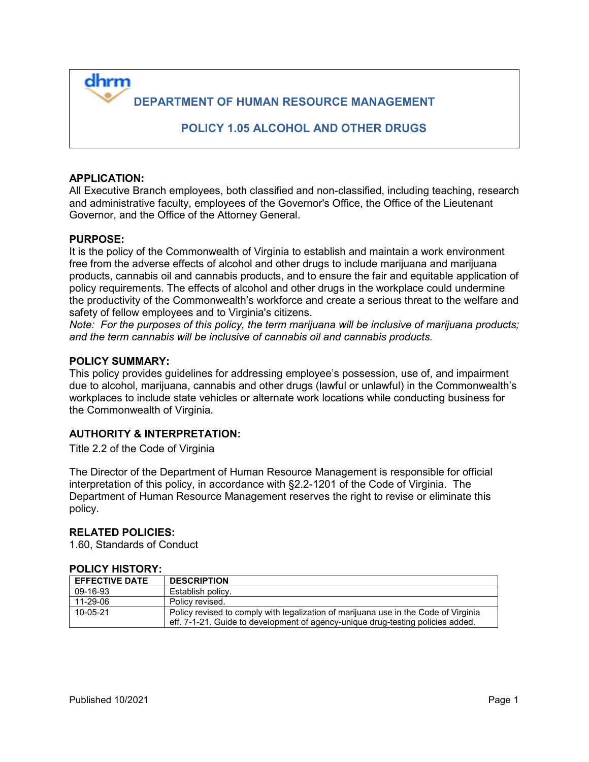# DEPARTMENT OF HUMAN RESOURCE MANAGEMENT

## POLICY 1.05 ALCOHOL AND OTHER DRUGS

### APPLICATION:

All Executive Branch employees, both classified and non-classified, including teaching, research and administrative faculty, employees of the Governor's Office, the Office of the Lieutenant Governor, and the Office of the Attorney General.

### PURPOSE:

It is the policy of the Commonwealth of Virginia to establish and maintain a work environment free from the adverse effects of alcohol and other drugs to include marijuana and marijuana products, cannabis oil and cannabis products, and to ensure the fair and equitable application of policy requirements. The effects of alcohol and other drugs in the workplace could undermine the productivity of the Commonwealth's workforce and create a serious threat to the welfare and safety of fellow employees and to Virginia's citizens.

*Note: For the purposes of this policy, the term marijuana will be inclusive of marijuana products; and the term cannabis will be inclusive of cannabis oil and cannabis products.*

### POLICY SUMMARY:

This policy provides guidelines for addressing employee's possession, use of, and impairment due to alcohol, marijuana, cannabis and other drugs (lawful or unlawful) in the Commonwealth's workplaces to include state vehicles or alternate work locations while conducting business for the Commonwealth of Virginia.

### AUTHORITY & INTERPRETATION:

Title 2.2 of the Code of Virginia

The Director of the Department of Human Resource Management is responsible for official interpretation of this policy, in accordance with §2.2-1201 of the Code of Virginia. The Department of Human Resource Management reserves the right to revise or eliminate this policy.

### RELATED POLICIES:

1.60, Standards of Conduct

### POLICY HISTORY:

| EFFECTIVE DATE | DESCRIPTION |
|---|---|
| 09-16-93 | Establish policy. |
| 11-29-06 | Policy revised. |
| 10-05-21 | Policy revised to comply with legalization of marijuana use in the Code of Virginia eff. 7-1-21. Guide to development of agency-unique drug-testing policies added. |

Published 10/2021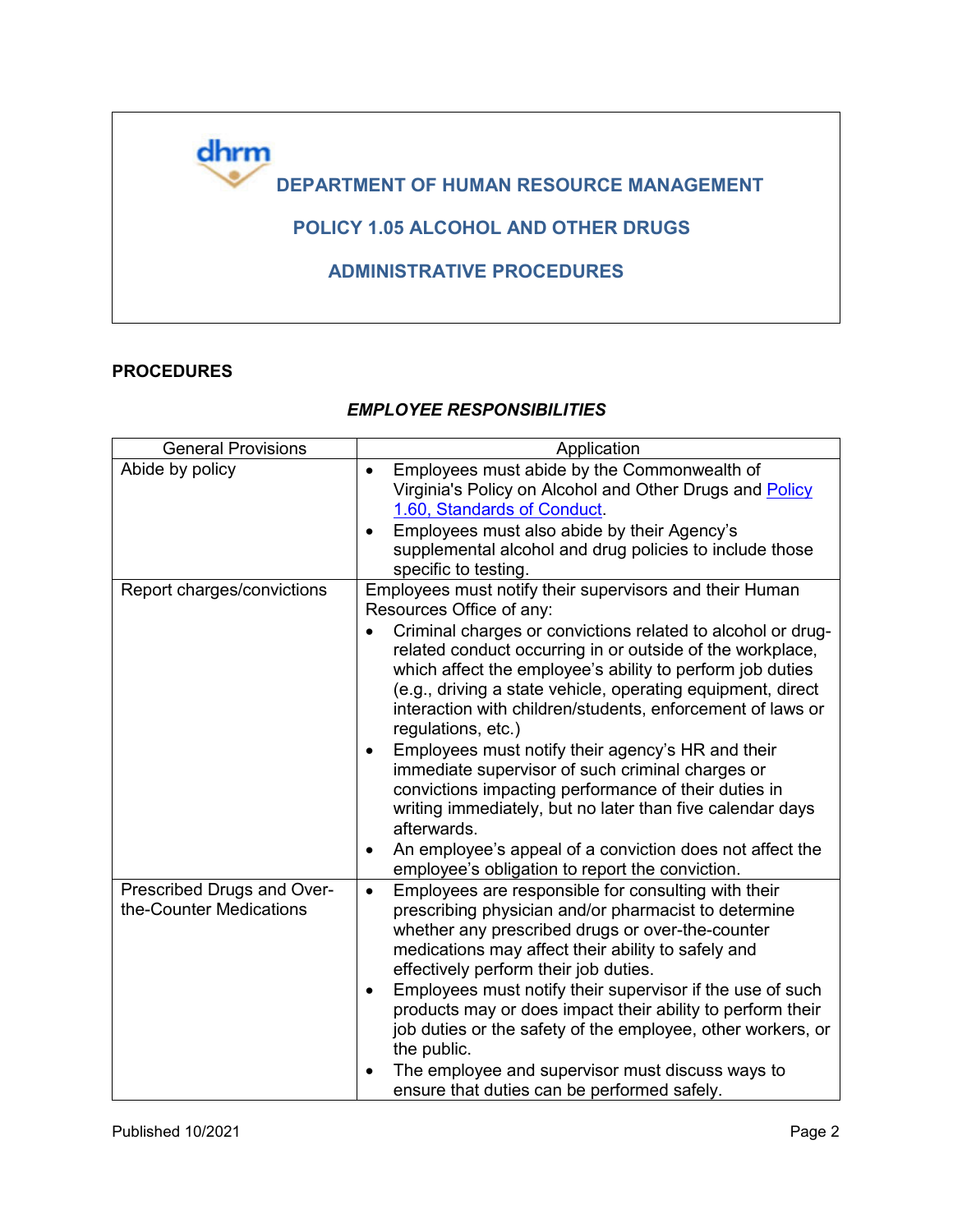# DEPARTMENT OF HUMAN RESOURCE MANAGEMENT

## POLICY 1.05 ALCOHOL AND OTHER DRUGS

## ADMINISTRATIVE PROCEDURES

**PROCEDURES**

***EMPLOYEE RESPONSIBILITIES***

| General Provisions | Application |
|---|---|
| Abide by policy | • Employees must abide by the Commonwealth of Virginia's Policy on Alcohol and Other Drugs and [Policy 1.60, Standards of Conduct](). <br>• Employees must also abide by their Agency's supplemental alcohol and drug policies to include those specific to testing. |
| Report charges/convictions | Employees must notify their supervisors and their Human Resources Office of any: <br>• Criminal charges or convictions related to alcohol or drug-related conduct occurring in or outside of the workplace, which affect the employee's ability to perform job duties (e.g., driving a state vehicle, operating equipment, direct interaction with children/students, enforcement of laws or regulations, etc.) <br>• Employees must notify their agency's HR and their immediate supervisor of such criminal charges or convictions impacting performance of their duties in writing immediately, but no later than five calendar days afterwards. <br>• An employee's appeal of a conviction does not affect the employee's obligation to report the conviction. |
| Prescribed Drugs and Over-the-Counter Medications | • Employees are responsible for consulting with their prescribing physician and/or pharmacist to determine whether any prescribed drugs or over-the-counter medications may affect their ability to safely and effectively perform their job duties. <br>• Employees must notify their supervisor if the use of such products may or does impact their ability to perform their job duties or the safety of the employee, other workers, or the public. <br>• The employee and supervisor must discuss ways to ensure that duties can be performed safely. |

Published 10/2021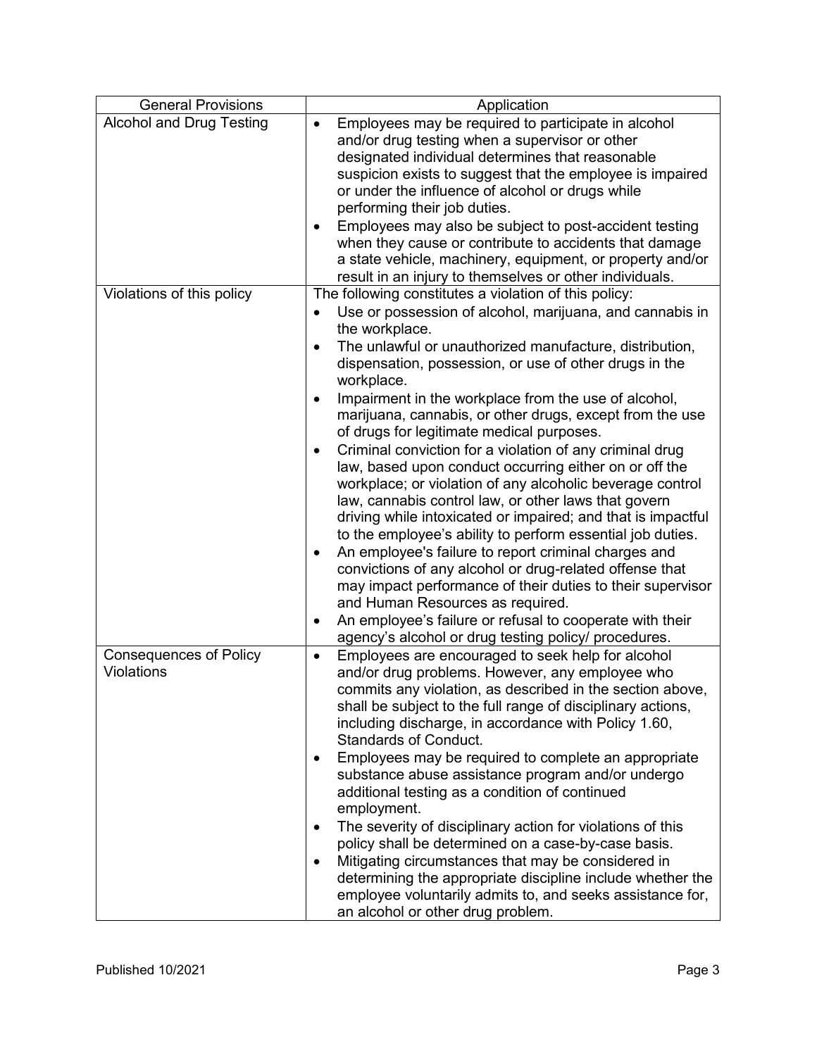| General Provisions | Application |
|---|---|
| Alcohol and Drug Testing | • Employees may be required to participate in alcohol and/or drug testing when a supervisor or other designated individual determines that reasonable suspicion exists to suggest that the employee is impaired or under the influence of alcohol or drugs while performing their job duties.<br>• Employees may also be subject to post-accident testing when they cause or contribute to accidents that damage a state vehicle, machinery, equipment, or property and/or result in an injury to themselves or other individuals. |
| Violations of this policy | The following constitutes a violation of this policy:<br>• Use or possession of alcohol, marijuana, and cannabis in the workplace.<br>• The unlawful or unauthorized manufacture, distribution, dispensation, possession, or use of other drugs in the workplace.<br>• Impairment in the workplace from the use of alcohol, marijuana, cannabis, or other drugs, except from the use of drugs for legitimate medical purposes.<br>• Criminal conviction for a violation of any criminal drug law, based upon conduct occurring either on or off the workplace; or violation of any alcoholic beverage control law, cannabis control law, or other laws that govern driving while intoxicated or impaired; and that is impactful to the employee's ability to perform essential job duties.<br>• An employee's failure to report criminal charges and convictions of any alcohol or drug-related offense that may impact performance of their duties to their supervisor and Human Resources as required.<br>• An employee's failure or refusal to cooperate with their agency's alcohol or drug testing policy/ procedures. |
| Consequences of Policy Violations | • Employees are encouraged to seek help for alcohol and/or drug problems. However, any employee who commits any violation, as described in the section above, shall be subject to the full range of disciplinary actions, including discharge, in accordance with Policy 1.60, Standards of Conduct.<br>• Employees may be required to complete an appropriate substance abuse assistance program and/or undergo additional testing as a condition of continued employment.<br>• The severity of disciplinary action for violations of this policy shall be determined on a case-by-case basis.<br>• Mitigating circumstances that may be considered in determining the appropriate discipline include whether the employee voluntarily admits to, and seeks assistance for, an alcohol or other drug problem. |

Published 10/2021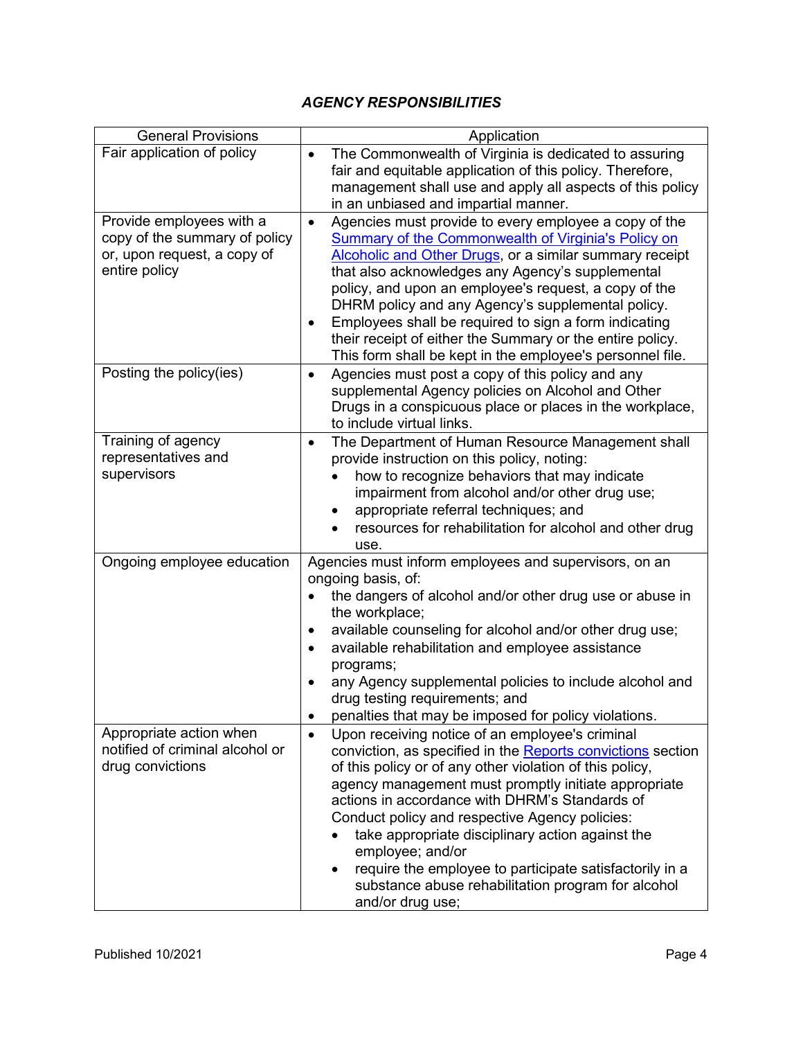### *AGENCY RESPONSIBILITIES*

| General Provisions | Application |
|---|---|
| Fair application of policy | • The Commonwealth of Virginia is dedicated to assuring fair and equitable application of this policy. Therefore, management shall use and apply all aspects of this policy in an unbiased and impartial manner. |
| Provide employees with a copy of the summary of policy or, upon request, a copy of entire policy | • Agencies must provide to every employee a copy of the Summary of the Commonwealth of Virginia's Policy on Alcoholic and Other Drugs, or a similar summary receipt that also acknowledges any Agency's supplemental policy, and upon an employee's request, a copy of the DHRM policy and any Agency's supplemental policy.<br>• Employees shall be required to sign a form indicating their receipt of either the Summary or the entire policy. This form shall be kept in the employee's personnel file. |
| Posting the policy(ies) | • Agencies must post a copy of this policy and any supplemental Agency policies on Alcohol and Other Drugs in a conspicuous place or places in the workplace, to include virtual links. |
| Training of agency representatives and supervisors | • The Department of Human Resource Management shall provide instruction on this policy, noting:<br>  ◦ how to recognize behaviors that may indicate impairment from alcohol and/or other drug use;<br>  ◦ appropriate referral techniques; and<br>  ◦ resources for rehabilitation for alcohol and other drug use. |
| Ongoing employee education | Agencies must inform employees and supervisors, on an ongoing basis, of:<br>• the dangers of alcohol and/or other drug use or abuse in the workplace;<br>• available counseling for alcohol and/or other drug use;<br>• available rehabilitation and employee assistance programs;<br>• any Agency supplemental policies to include alcohol and drug testing requirements; and<br>• penalties that may be imposed for policy violations. |
| Appropriate action when notified of criminal alcohol or drug convictions | • Upon receiving notice of an employee's criminal conviction, as specified in the Reports convictions section of this policy or of any other violation of this policy, agency management must promptly initiate appropriate actions in accordance with DHRM's Standards of Conduct policy and respective Agency policies:<br>  ◦ take appropriate disciplinary action against the employee; and/or<br>  ◦ require the employee to participate satisfactorily in a substance abuse rehabilitation program for alcohol and/or drug use; |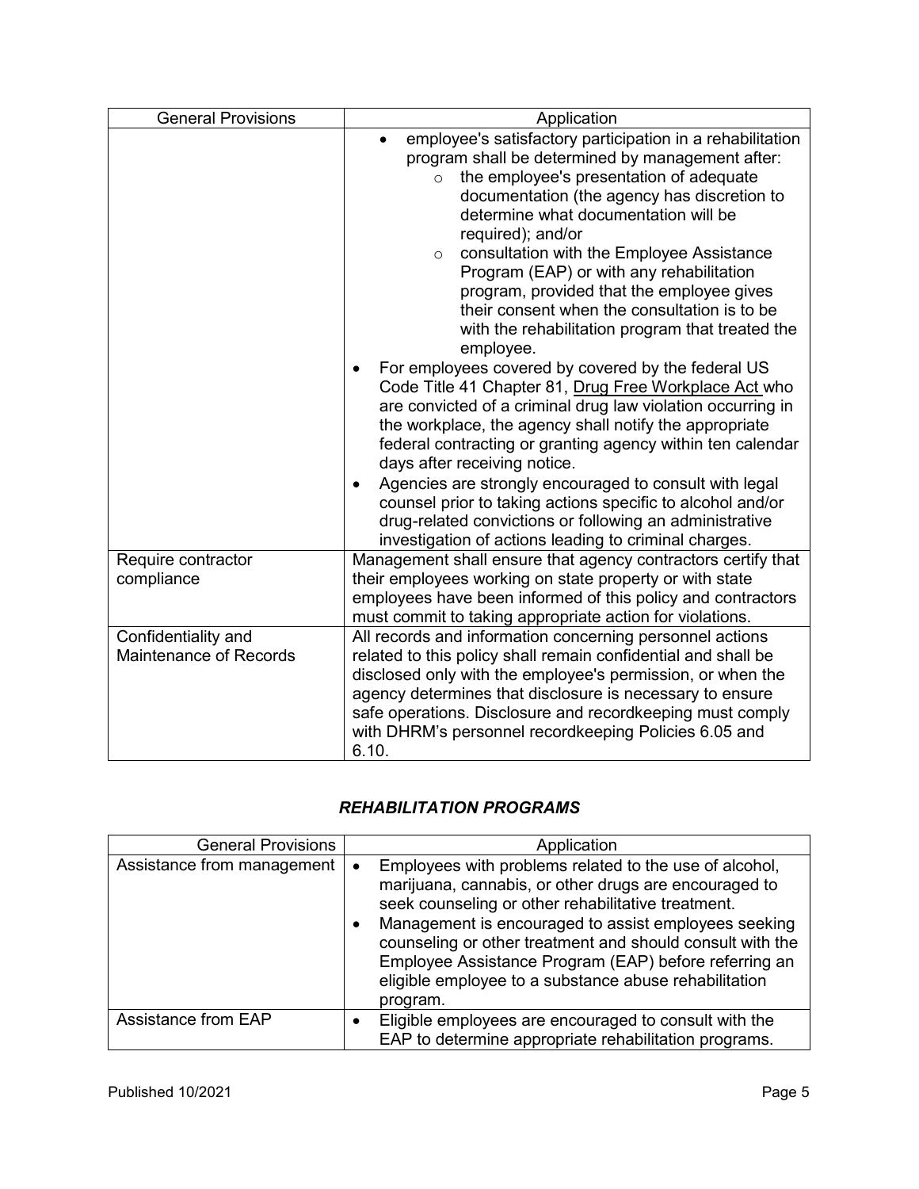| General Provisions | Application |
|---|---|
| | • employee's satisfactory participation in a rehabilitation program shall be determined by management after:<br>  ○ the employee's presentation of adequate documentation (the agency has discretion to determine what documentation will be required); and/or<br>  ○ consultation with the Employee Assistance Program (EAP) or with any rehabilitation program, provided that the employee gives their consent when the consultation is to be with the rehabilitation program that treated the employee.<br>• For employees covered by covered by the federal US Code Title 41 Chapter 81, Drug Free Workplace Act who are convicted of a criminal drug law violation occurring in the workplace, the agency shall notify the appropriate federal contracting or granting agency within ten calendar days after receiving notice.<br>• Agencies are strongly encouraged to consult with legal counsel prior to taking actions specific to alcohol and/or drug-related convictions or following an administrative investigation of actions leading to criminal charges. |
| Require contractor compliance | Management shall ensure that agency contractors certify that their employees working on state property or with state employees have been informed of this policy and contractors must commit to taking appropriate action for violations. |
| Confidentiality and Maintenance of Records | All records and information concerning personnel actions related to this policy shall remain confidential and shall be disclosed only with the employee's permission, or when the agency determines that disclosure is necessary to ensure safe operations. Disclosure and recordkeeping must comply with DHRM's personnel recordkeeping Policies 6.05 and 6.10. |

## *REHABILITATION PROGRAMS*

| General Provisions | Application |
|---|---|
| Assistance from management | • Employees with problems related to the use of alcohol, marijuana, cannabis, or other drugs are encouraged to seek counseling or other rehabilitative treatment.<br>• Management is encouraged to assist employees seeking counseling or other treatment and should consult with the Employee Assistance Program (EAP) before referring an eligible employee to a substance abuse rehabilitation program. |
| Assistance from EAP | • Eligible employees are encouraged to consult with the EAP to determine appropriate rehabilitation programs. |

Published 10/2021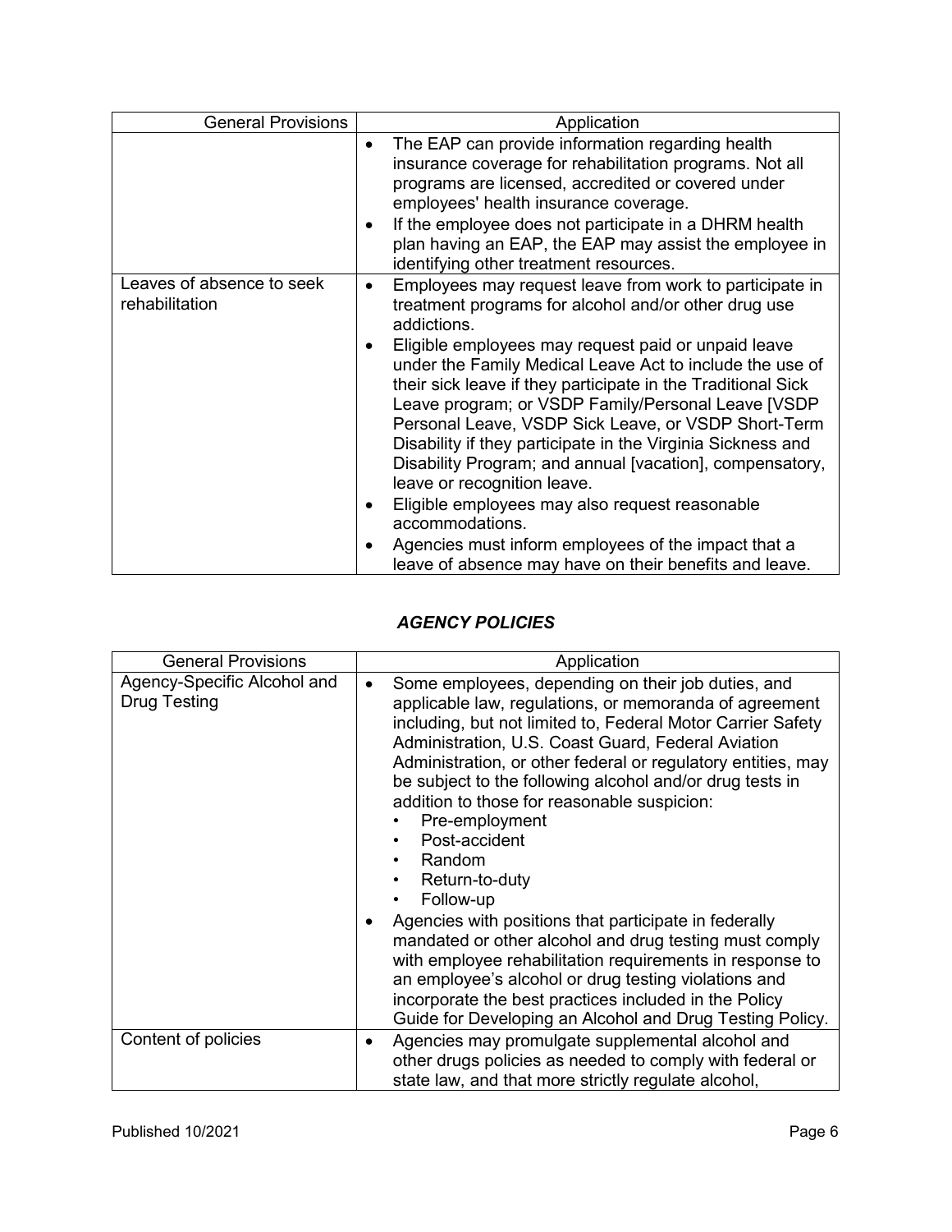| General Provisions | Application |
|---|---|
| | • The EAP can provide information regarding health insurance coverage for rehabilitation programs. Not all programs are licensed, accredited or covered under employees' health insurance coverage.<br>• If the employee does not participate in a DHRM health plan having an EAP, the EAP may assist the employee in identifying other treatment resources. |
| Leaves of absence to seek rehabilitation | • Employees may request leave from work to participate in treatment programs for alcohol and/or other drug use addictions.<br>• Eligible employees may request paid or unpaid leave under the Family Medical Leave Act to include the use of their sick leave if they participate in the Traditional Sick Leave program; or VSDP Family/Personal Leave [VSDP Personal Leave, VSDP Sick Leave, or VSDP Short-Term Disability if they participate in the Virginia Sickness and Disability Program; and annual [vacation], compensatory, leave or recognition leave.<br>• Eligible employees may also request reasonable accommodations.<br>• Agencies must inform employees of the impact that a leave of absence may have on their benefits and leave. |

### *AGENCY POLICIES*

| General Provisions | Application |
|---|---|
| Agency-Specific Alcohol and Drug Testing | • Some employees, depending on their job duties, and applicable law, regulations, or memoranda of agreement including, but not limited to, Federal Motor Carrier Safety Administration, U.S. Coast Guard, Federal Aviation Administration, or other federal or regulatory entities, may be subject to the following alcohol and/or drug tests in addition to those for reasonable suspicion:<br>&nbsp;&nbsp;◦ Pre-employment<br>&nbsp;&nbsp;◦ Post-accident<br>&nbsp;&nbsp;◦ Random<br>&nbsp;&nbsp;◦ Return-to-duty<br>&nbsp;&nbsp;◦ Follow-up<br>• Agencies with positions that participate in federally mandated or other alcohol and drug testing must comply with employee rehabilitation requirements in response to an employee's alcohol or drug testing violations and incorporate the best practices included in the Policy Guide for Developing an Alcohol and Drug Testing Policy. |
| Content of policies | • Agencies may promulgate supplemental alcohol and other drugs policies as needed to comply with federal or state law, and that more strictly regulate alcohol, |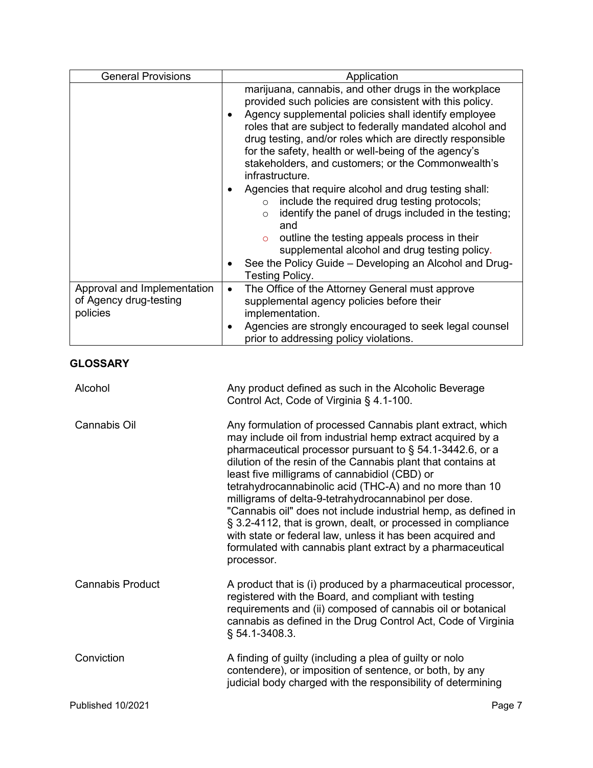| General Provisions | Application |
| --- | --- |
| | marijuana, cannabis, and other drugs in the workplace provided such policies are consistent with this policy.<br>• Agency supplemental policies shall identify employee roles that are subject to federally mandated alcohol and drug testing, and/or roles which are directly responsible for the safety, health or well-being of the agency's stakeholders, and customers; or the Commonwealth's infrastructure.<br>• Agencies that require alcohol and drug testing shall:<br>  ○ include the required drug testing protocols;<br>  ○ identify the panel of drugs included in the testing; and<br>  ○ outline the testing appeals process in their supplemental alcohol and drug testing policy.<br>• See the Policy Guide – Developing an Alcohol and Drug-Testing Policy. |
| Approval and Implementation of Agency drug-testing policies | • The Office of the Attorney General must approve supplemental agency policies before their implementation.<br>• Agencies are strongly encouraged to seek legal counsel prior to addressing policy violations. |

## GLOSSARY

| | |
| --- | --- |
| Alcohol | Any product defined as such in the Alcoholic Beverage Control Act, Code of Virginia § 4.1-100. |
| Cannabis Oil | Any formulation of processed Cannabis plant extract, which may include oil from industrial hemp extract acquired by a pharmaceutical processor pursuant to § 54.1-3442.6, or a dilution of the resin of the Cannabis plant that contains at least five milligrams of cannabidiol (CBD) or tetrahydrocannabinolic acid (THC-A) and no more than 10 milligrams of delta-9-tetrahydrocannabinol per dose. "Cannabis oil" does not include industrial hemp, as defined in § 3.2-4112, that is grown, dealt, or processed in compliance with state or federal law, unless it has been acquired and formulated with cannabis plant extract by a pharmaceutical processor. |
| Cannabis Product | A product that is (i) produced by a pharmaceutical processor, registered with the Board, and compliant with testing requirements and (ii) composed of cannabis oil or botanical cannabis as defined in the Drug Control Act, Code of Virginia § 54.1-3408.3. |
| Conviction | A finding of guilty (including a plea of guilty or nolo contendere), or imposition of sentence, or both, by any judicial body charged with the responsibility of determining |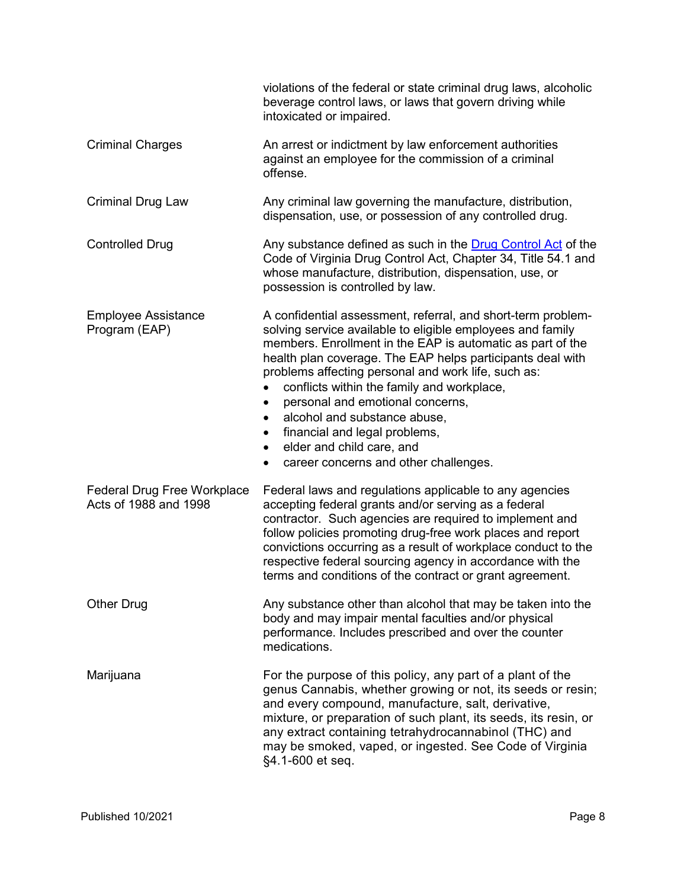| | |
|---|---|
| | violations of the federal or state criminal drug laws, alcoholic beverage control laws, or laws that govern driving while intoxicated or impaired. |
| Criminal Charges | An arrest or indictment by law enforcement authorities against an employee for the commission of a criminal offense. |
| Criminal Drug Law | Any criminal law governing the manufacture, distribution, dispensation, use, or possession of any controlled drug. |
| Controlled Drug | Any substance defined as such in the [Drug Control Act]() of the Code of Virginia Drug Control Act, Chapter 34, Title 54.1 and whose manufacture, distribution, dispensation, use, or possession is controlled by law. |
| Employee Assistance Program (EAP) | A confidential assessment, referral, and short-term problem-solving service available to eligible employees and family members. Enrollment in the EAP is automatic as part of the health plan coverage. The EAP helps participants deal with problems affecting personal and work life, such as: <br>• conflicts within the family and workplace, <br>• personal and emotional concerns, <br>• alcohol and substance abuse, <br>• financial and legal problems, <br>• elder and child care, and <br>• career concerns and other challenges. |
| Federal Drug Free Workplace Acts of 1988 and 1998 | Federal laws and regulations applicable to any agencies accepting federal grants and/or serving as a federal contractor. Such agencies are required to implement and follow policies promoting drug-free work places and report convictions occurring as a result of workplace conduct to the respective federal sourcing agency in accordance with the terms and conditions of the contract or grant agreement. |
| Other Drug | Any substance other than alcohol that may be taken into the body and may impair mental faculties and/or physical performance. Includes prescribed and over the counter medications. |
| Marijuana | For the purpose of this policy, any part of a plant of the genus Cannabis, whether growing or not, its seeds or resin; and every compound, manufacture, salt, derivative, mixture, or preparation of such plant, its seeds, its resin, or any extract containing tetrahydrocannabinol (THC) and may be smoked, vaped, or ingested. See Code of Virginia §4.1-600 et seq. |

Published 10/2021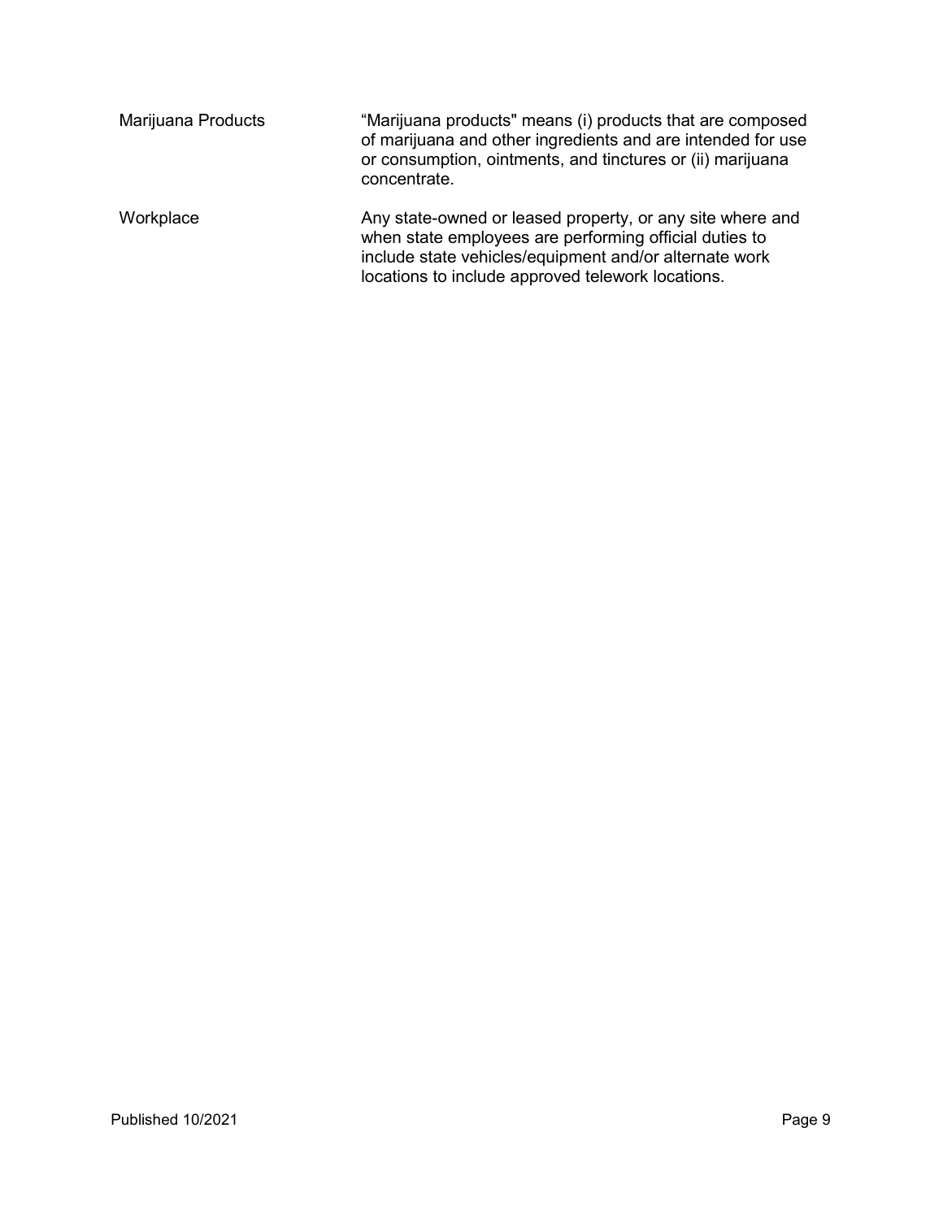| | |
|---|---|
| Marijuana Products | “Marijuana products" means (i) products that are composed of marijuana and other ingredients and are intended for use or consumption, ointments, and tinctures or (ii) marijuana concentrate. |
| Workplace | Any state-owned or leased property, or any site where and when state employees are performing official duties to include state vehicles/equipment and/or alternate work locations to include approved telework locations. |